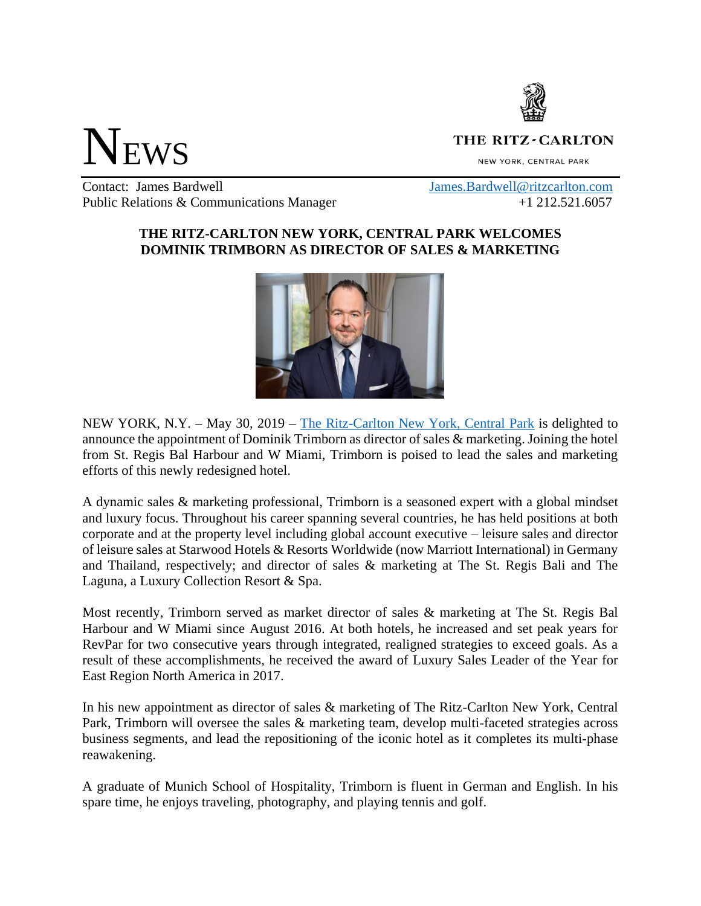# NEWS

**THE RITZ-CARLTON**

NEW YORK, CENTRAL PARK

Contact: James Bardwell
Public Relations & Communications Manager

James.Bardwell@ritzcarlton.com
+1 212.521.6057

**THE RITZ-CARLTON NEW YORK, CENTRAL PARK WELCOMES DOMINIK TRIMBORN AS DIRECTOR OF SALES & MARKETING**

NEW YORK, N.Y. – May 30, 2019 – [The Ritz-Carlton New York, Central Park](#) is delighted to announce the appointment of Dominik Trimborn as director of sales & marketing. Joining the hotel from St. Regis Bal Harbour and W Miami, Trimborn is poised to lead the sales and marketing efforts of this newly redesigned hotel.

A dynamic sales & marketing professional, Trimborn is a seasoned expert with a global mindset and luxury focus. Throughout his career spanning several countries, he has held positions at both corporate and at the property level including global account executive – leisure sales and director of leisure sales at Starwood Hotels & Resorts Worldwide (now Marriott International) in Germany and Thailand, respectively; and director of sales & marketing at The St. Regis Bali and The Laguna, a Luxury Collection Resort & Spa.

Most recently, Trimborn served as market director of sales & marketing at The St. Regis Bal Harbour and W Miami since August 2016. At both hotels, he increased and set peak years for RevPar for two consecutive years through integrated, realigned strategies to exceed goals. As a result of these accomplishments, he received the award of Luxury Sales Leader of the Year for East Region North America in 2017.

In his new appointment as director of sales & marketing of The Ritz-Carlton New York, Central Park, Trimborn will oversee the sales & marketing team, develop multi-faceted strategies across business segments, and lead the repositioning of the iconic hotel as it completes its multi-phase reawakening.

A graduate of Munich School of Hospitality, Trimborn is fluent in German and English. In his spare time, he enjoys traveling, photography, and playing tennis and golf.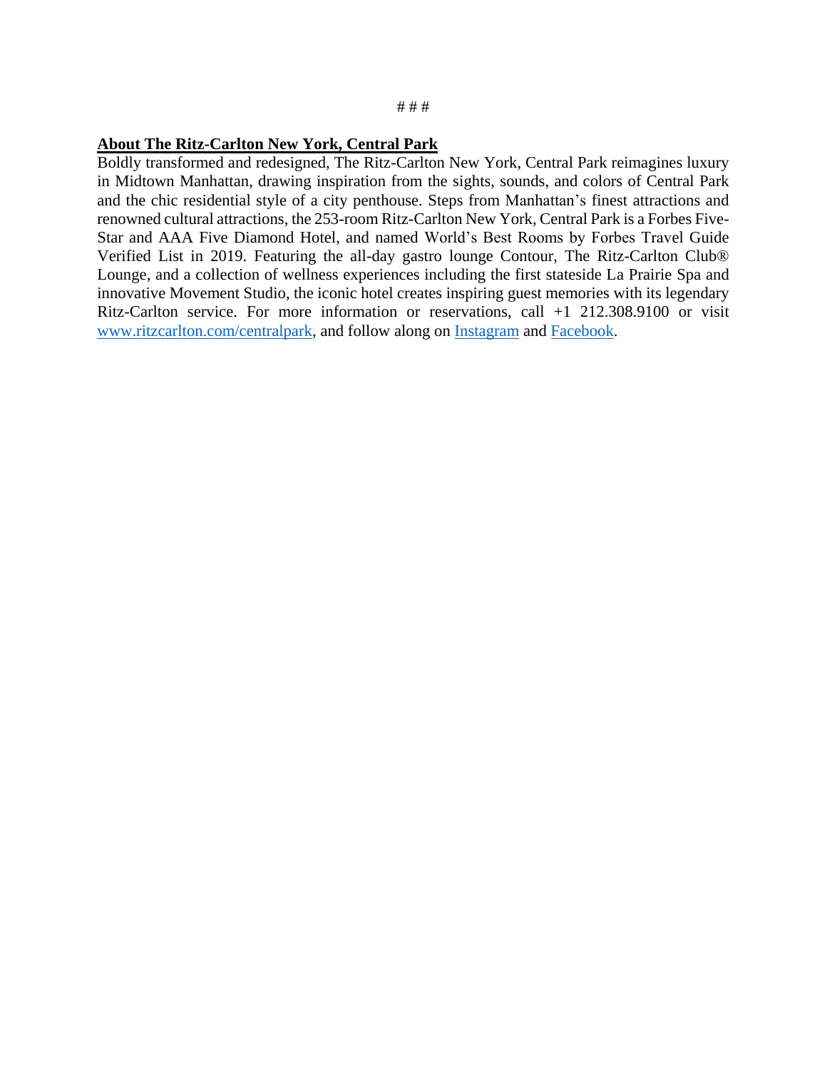# # #

**About The Ritz-Carlton New York, Central Park**

Boldly transformed and redesigned, The Ritz-Carlton New York, Central Park reimagines luxury in Midtown Manhattan, drawing inspiration from the sights, sounds, and colors of Central Park and the chic residential style of a city penthouse. Steps from Manhattan's finest attractions and renowned cultural attractions, the 253-room Ritz-Carlton New York, Central Park is a Forbes Five-Star and AAA Five Diamond Hotel, and named World's Best Rooms by Forbes Travel Guide Verified List in 2019. Featuring the all-day gastro lounge Contour, The Ritz-Carlton Club® Lounge, and a collection of wellness experiences including the first stateside La Prairie Spa and innovative Movement Studio, the iconic hotel creates inspiring guest memories with its legendary Ritz-Carlton service. For more information or reservations, call +1 212.308.9100 or visit www.ritzcarlton.com/centralpark, and follow along on Instagram and Facebook.